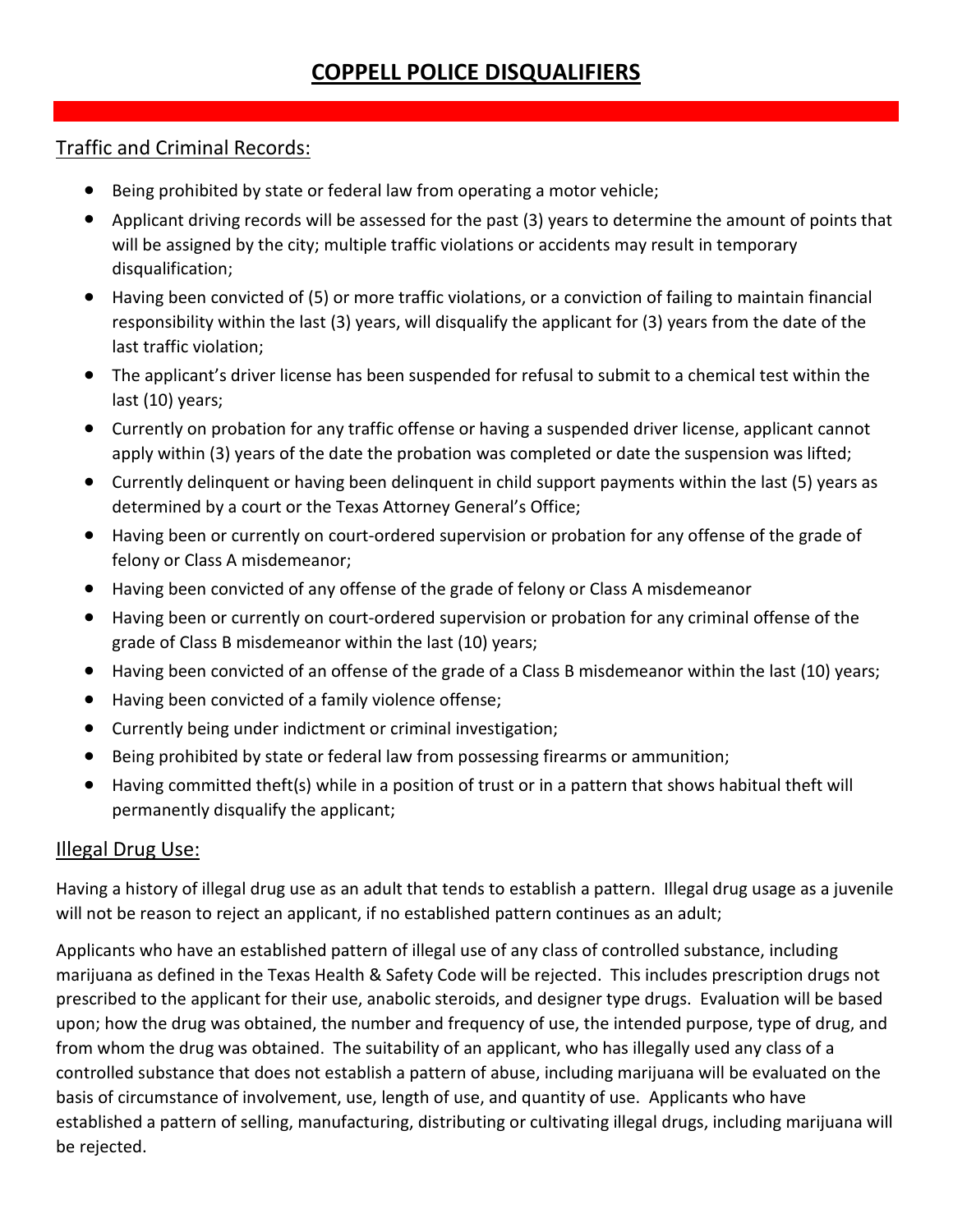# COPPELL POLICE DISQUALIFIERS

## Traffic and Criminal Records:

- Being prohibited by state or federal law from operating a motor vehicle;
- Applicant driving records will be assessed for the past (3) years to determine the amount of points that will be assigned by the city; multiple traffic violations or accidents may result in temporary disqualification;
- Having been convicted of (5) or more traffic violations, or a conviction of failing to maintain financial responsibility within the last (3) years, will disqualify the applicant for (3) years from the date of the last traffic violation;
- The applicant's driver license has been suspended for refusal to submit to a chemical test within the last (10) years;
- Currently on probation for any traffic offense or having a suspended driver license, applicant cannot apply within (3) years of the date the probation was completed or date the suspension was lifted;
- Currently delinquent or having been delinquent in child support payments within the last (5) years as determined by a court or the Texas Attorney General's Office;
- Having been or currently on court-ordered supervision or probation for any offense of the grade of felony or Class A misdemeanor;
- Having been convicted of any offense of the grade of felony or Class A misdemeanor
- Having been or currently on court-ordered supervision or probation for any criminal offense of the grade of Class B misdemeanor within the last (10) years;
- Having been convicted of an offense of the grade of a Class B misdemeanor within the last (10) years;
- Having been convicted of a family violence offense;
- Currently being under indictment or criminal investigation;
- Being prohibited by state or federal law from possessing firearms or ammunition;
- Having committed theft(s) while in a position of trust or in a pattern that shows habitual theft will permanently disqualify the applicant;

## Illegal Drug Use:

Having a history of illegal drug use as an adult that tends to establish a pattern. Illegal drug usage as a juvenile will not be reason to reject an applicant, if no established pattern continues as an adult;

Applicants who have an established pattern of illegal use of any class of controlled substance, including marijuana as defined in the Texas Health & Safety Code will be rejected. This includes prescription drugs not prescribed to the applicant for their use, anabolic steroids, and designer type drugs. Evaluation will be based upon; how the drug was obtained, the number and frequency of use, the intended purpose, type of drug, and from whom the drug was obtained. The suitability of an applicant, who has illegally used any class of a controlled substance that does not establish a pattern of abuse, including marijuana will be evaluated on the basis of circumstance of involvement, use, length of use, and quantity of use. Applicants who have established a pattern of selling, manufacturing, distributing or cultivating illegal drugs, including marijuana will be rejected.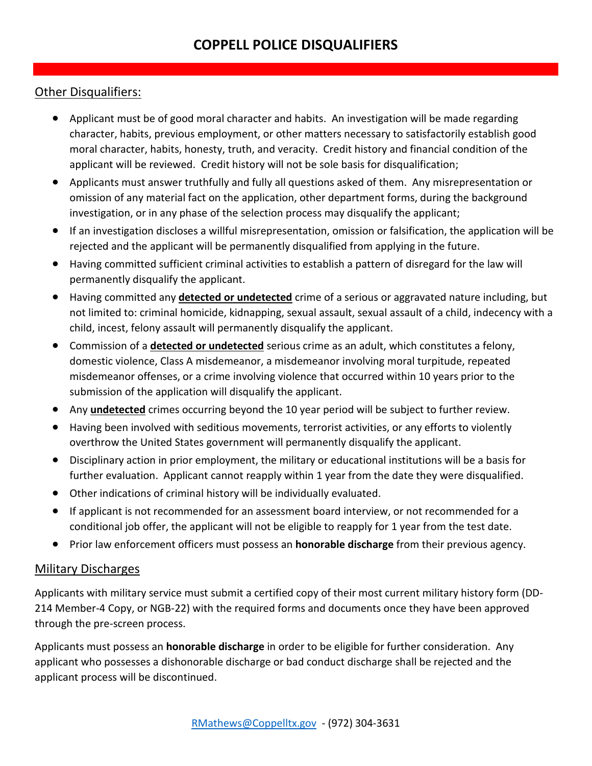# COPPELL POLICE DISQUALIFIERS

## Other Disqualifiers:

- Applicant must be of good moral character and habits. An investigation will be made regarding character, habits, previous employment, or other matters necessary to satisfactorily establish good moral character, habits, honesty, truth, and veracity. Credit history and financial condition of the applicant will be reviewed. Credit history will not be sole basis for disqualification;
- Applicants must answer truthfully and fully all questions asked of them. Any misrepresentation or omission of any material fact on the application, other department forms, during the background investigation, or in any phase of the selection process may disqualify the applicant;
- If an investigation discloses a willful misrepresentation, omission or falsification, the application will be rejected and the applicant will be permanently disqualified from applying in the future.
- Having committed sufficient criminal activities to establish a pattern of disregard for the law will permanently disqualify the applicant.
- Having committed any **detected or undetected** crime of a serious or aggravated nature including, but not limited to: criminal homicide, kidnapping, sexual assault, sexual assault of a child, indecency with a child, incest, felony assault will permanently disqualify the applicant.
- Commission of a **detected or undetected** serious crime as an adult, which constitutes a felony, domestic violence, Class A misdemeanor, a misdemeanor involving moral turpitude, repeated misdemeanor offenses, or a crime involving violence that occurred within 10 years prior to the submission of the application will disqualify the applicant.
- Any **undetected** crimes occurring beyond the 10 year period will be subject to further review.
- Having been involved with seditious movements, terrorist activities, or any efforts to violently overthrow the United States government will permanently disqualify the applicant.
- Disciplinary action in prior employment, the military or educational institutions will be a basis for further evaluation. Applicant cannot reapply within 1 year from the date they were disqualified.
- Other indications of criminal history will be individually evaluated.
- If applicant is not recommended for an assessment board interview, or not recommended for a conditional job offer, the applicant will not be eligible to reapply for 1 year from the test date.
- Prior law enforcement officers must possess an **honorable discharge** from their previous agency.

## Military Discharges

Applicants with military service must submit a certified copy of their most current military history form (DD-214 Member-4 Copy, or NGB-22) with the required forms and documents once they have been approved through the pre-screen process.

Applicants must possess an **honorable discharge** in order to be eligible for further consideration. Any applicant who possesses a dishonorable discharge or bad conduct discharge shall be rejected and the applicant process will be discontinued.

RMathews@Coppelltx.gov - (972) 304-3631